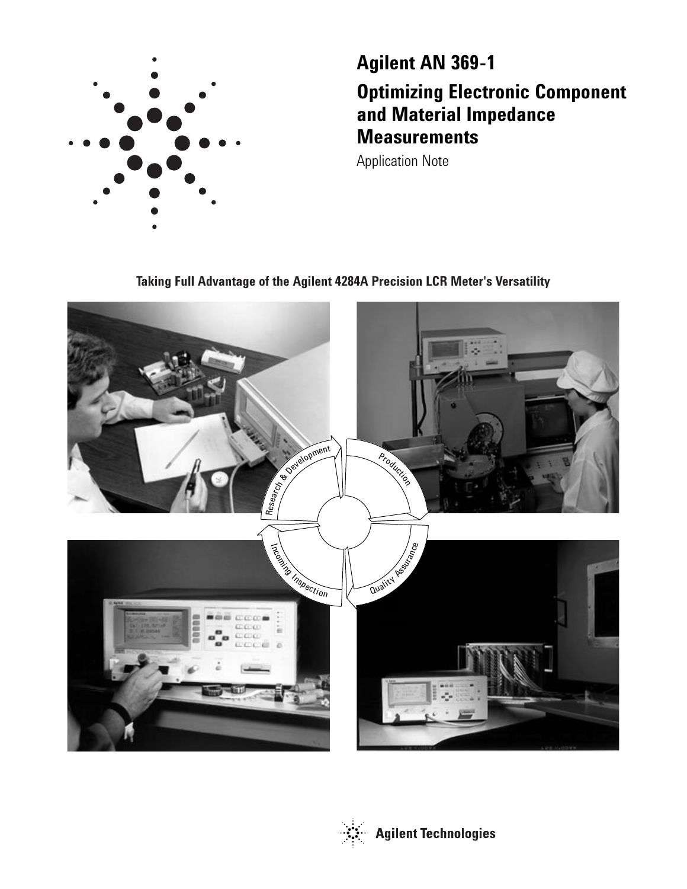# Agilent AN 369-1

## Optimizing Electronic Component and Material Impedance Measurements

Application Note

**Taking Full Advantage of the Agilent 4284A Precision LCR Meter's Versatility**

Research & Development

Production

Quality Assurance

Incoming Inspection

Agilent Technologies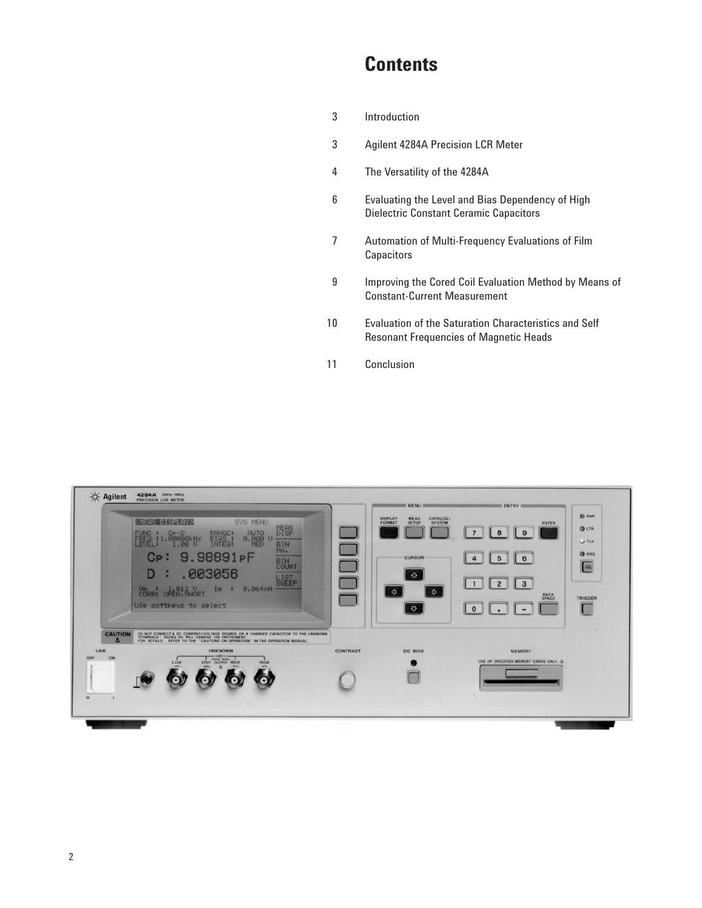# Contents

| | |
|---|---|
| 3 | Introduction |
| 3 | Agilent 4284A Precision LCR Meter |
| 4 | The Versatility of the 4284A |
| 6 | Evaluating the Level and Bias Dependency of High Dielectric Constant Ceramic Capacitors |
| 7 | Automation of Multi-Frequency Evaluations of Film Capacitors |
| 9 | Improving the Cored Coil Evaluation Method by Means of Constant-Current Measurement |
| 10 | Evaluation of the Saturation Characteristics and Self Resonant Frequencies of Magnetic Heads |
| 11 | Conclusion |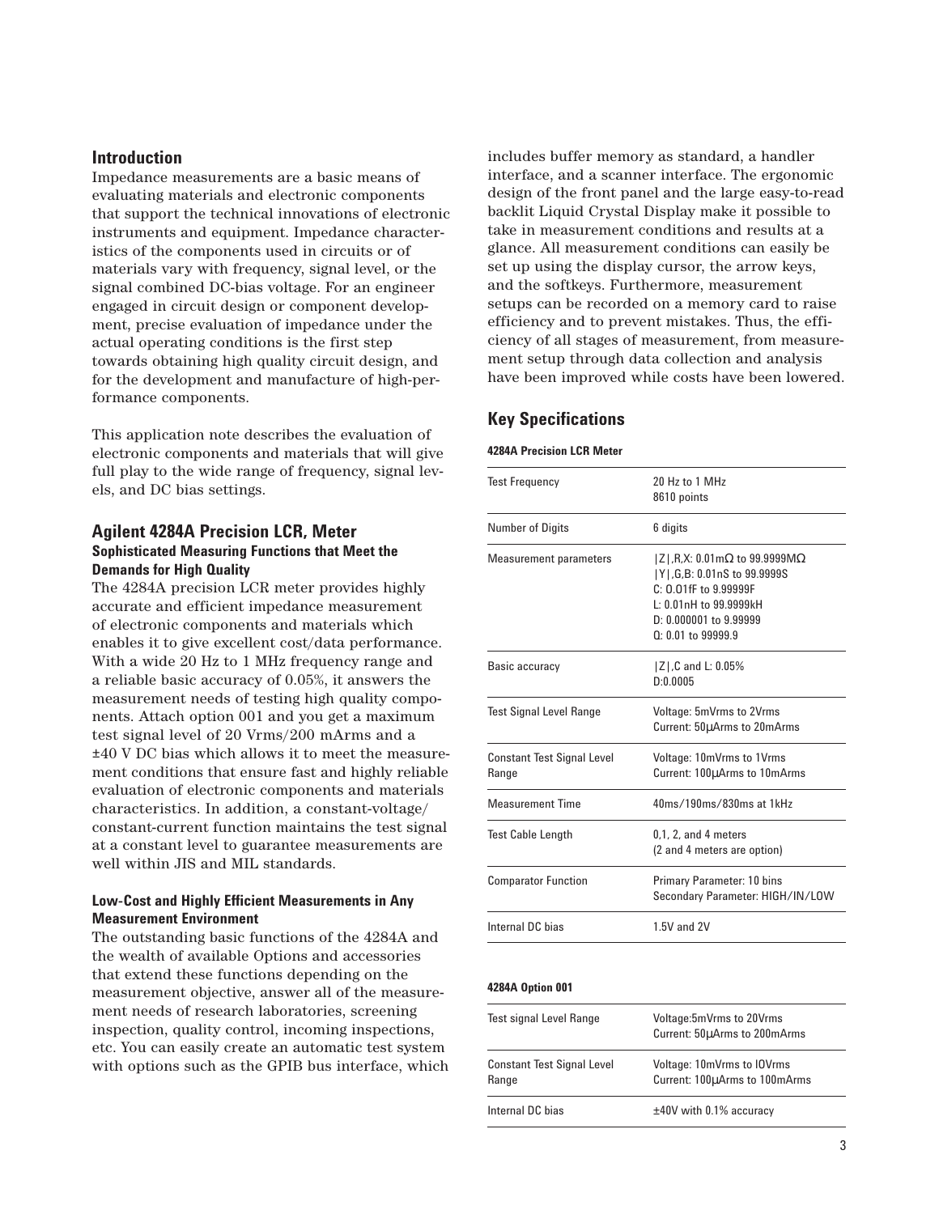## Introduction

Impedance measurements are a basic means of evaluating materials and electronic components that support the technical innovations of electronic instruments and equipment. Impedance characteristics of the components used in circuits or of materials vary with frequency, signal level, or the signal combined DC-bias voltage. For an engineer engaged in circuit design or component development, precise evaluation of impedance under the actual operating conditions is the first step towards obtaining high quality circuit design, and for the development and manufacture of high-performance components.

This application note describes the evaluation of electronic components and materials that will give full play to the wide range of frequency, signal levels, and DC bias settings.

## Agilent 4284A Precision LCR, Meter

### Sophisticated Measuring Functions that Meet the Demands for High Quality

The 4284A precision LCR meter provides highly accurate and efficient impedance measurement of electronic components and materials which enables it to give excellent cost/data performance. With a wide 20 Hz to 1 MHz frequency range and a reliable basic accuracy of 0.05%, it answers the measurement needs of testing high quality components. Attach option 001 and you get a maximum test signal level of 20 Vrms/200 mArms and a ±40 V DC bias which allows it to meet the measurement conditions that ensure fast and highly reliable evaluation of electronic components and materials characteristics. In addition, a constant-voltage/constant-current function maintains the test signal at a constant level to guarantee measurements are well within JIS and MIL standards.

### Low-Cost and Highly Efficient Measurements in Any Measurement Environment

The outstanding basic functions of the 4284A and the wealth of available Options and accessories that extend these functions depending on the measurement objective, answer all of the measurement needs of research laboratories, screening inspection, quality control, incoming inspections, etc. You can easily create an automatic test system with options such as the GPIB bus interface, which includes buffer memory as standard, a handler interface, and a scanner interface. The ergonomic design of the front panel and the large easy-to-read backlit Liquid Crystal Display make it possible to take in measurement conditions and results at a glance. All measurement conditions can easily be set up using the display cursor, the arrow keys, and the softkeys. Furthermore, measurement setups can be recorded on a memory card to raise efficiency and to prevent mistakes. Thus, the efficiency of all stages of measurement, from measurement setup through data collection and analysis have been improved while costs have been lowered.

## Key Specifications

**4284A Precision LCR Meter**

| | |
|---|---|
| Test Frequency | 20 Hz to 1 MHz<br>8610 points |
| Number of Digits | 6 digits |
| Measurement parameters | \|Z\|,R,X: 0.01mΩ to 99.9999MΩ<br>\|Y\|,G,B: 0.01nS to 99.9999S<br>C: 0.01fF to 9.99999F<br>L: 0.01nH to 99.9999kH<br>D: 0.000001 to 9.99999<br>Q: 0.01 to 99999.9 |
| Basic accuracy | \|Z\|,C and L: 0.05%<br>D:0.0005 |
| Test Signal Level Range | Voltage: 5mVrms to 2Vrms<br>Current: 50μArms to 20mArms |
| Constant Test Signal Level Range | Voltage: 10mVrms to 1Vrms<br>Current: 100μArms to 10mArms |
| Measurement Time | 40ms/190ms/830ms at 1kHz |
| Test Cable Length | 0,1, 2, and 4 meters<br>(2 and 4 meters are option) |
| Comparator Function | Primary Parameter: 10 bins<br>Secondary Parameter: HIGH/IN/LOW |
| Internal DC bias | 1.5V and 2V |

**4284A Option 001**

| | |
|---|---|
| Test signal Level Range | Voltage:5mVrms to 20Vrms<br>Current: 50μArms to 200mArms |
| Constant Test Signal Level Range | Voltage: 10mVrms to 10Vrms<br>Current: 100μArms to 100mArms |
| Internal DC bias | ±40V with 0.1% accuracy |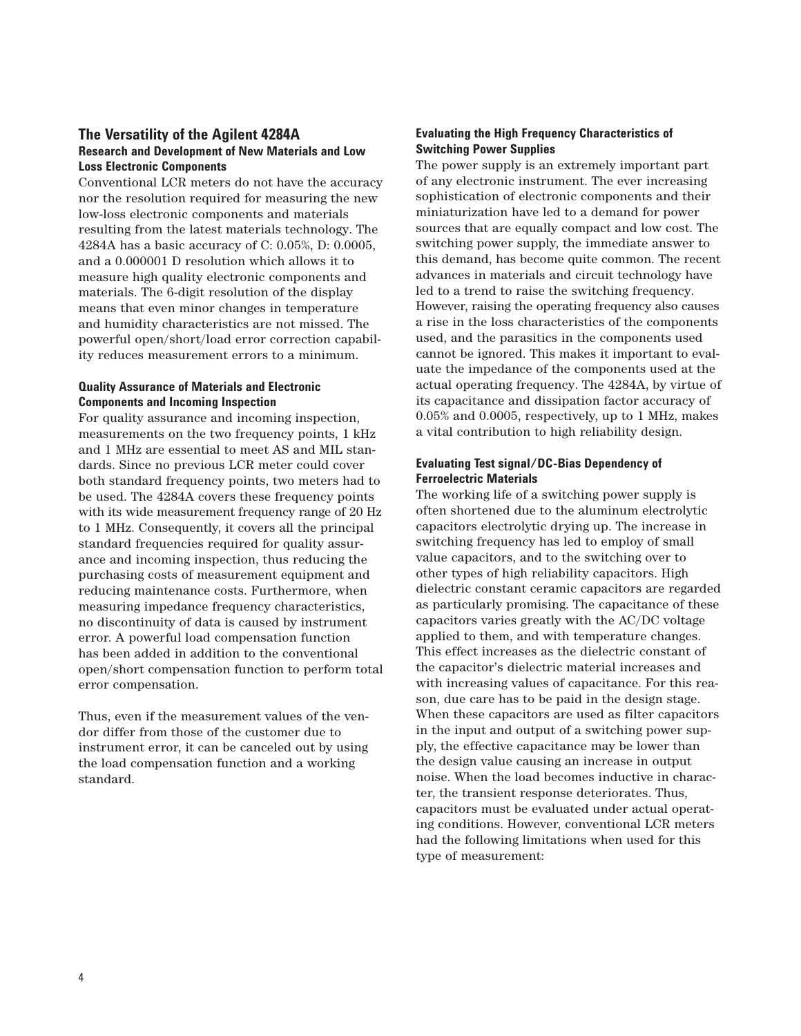## The Versatility of the Agilent 4284A

### Research and Development of New Materials and Low Loss Electronic Components

Conventional LCR meters do not have the accuracy nor the resolution required for measuring the new low-loss electronic components and materials resulting from the latest materials technology. The 4284A has a basic accuracy of C: 0.05%, D: 0.0005, and a 0.000001 D resolution which allows it to measure high quality electronic components and materials. The 6-digit resolution of the display means that even minor changes in temperature and humidity characteristics are not missed. The powerful open/short/load error correction capability reduces measurement errors to a minimum.

### Quality Assurance of Materials and Electronic Components and Incoming Inspection

For quality assurance and incoming inspection, measurements on the two frequency points, 1 kHz and 1 MHz are essential to meet AS and MIL standards. Since no previous LCR meter could cover both standard frequency points, two meters had to be used. The 4284A covers these frequency points with its wide measurement frequency range of 20 Hz to 1 MHz. Consequently, it covers all the principal standard frequencies required for quality assurance and incoming inspection, thus reducing the purchasing costs of measurement equipment and reducing maintenance costs. Furthermore, when measuring impedance frequency characteristics, no discontinuity of data is caused by instrument error. A powerful load compensation function has been added in addition to the conventional open/short compensation function to perform total error compensation.

Thus, even if the measurement values of the vendor differ from those of the customer due to instrument error, it can be canceled out by using the load compensation function and a working standard.

### Evaluating the High Frequency Characteristics of Switching Power Supplies

The power supply is an extremely important part of any electronic instrument. The ever increasing sophistication of electronic components and their miniaturization have led to a demand for power sources that are equally compact and low cost. The switching power supply, the immediate answer to this demand, has become quite common. The recent advances in materials and circuit technology have led to a trend to raise the switching frequency. However, raising the operating frequency also causes a rise in the loss characteristics of the components used, and the parasitics in the components used cannot be ignored. This makes it important to evaluate the impedance of the components used at the actual operating frequency. The 4284A, by virtue of its capacitance and dissipation factor accuracy of 0.05% and 0.0005, respectively, up to 1 MHz, makes a vital contribution to high reliability design.

### Evaluating Test signal/DC-Bias Dependency of Ferroelectric Materials

The working life of a switching power supply is often shortened due to the aluminum electrolytic capacitors electrolytic drying up. The increase in switching frequency has led to employ of small value capacitors, and to the switching over to other types of high reliability capacitors. High dielectric constant ceramic capacitors are regarded as particularly promising. The capacitance of these capacitors varies greatly with the AC/DC voltage applied to them, and with temperature changes. This effect increases as the dielectric constant of the capacitor's dielectric material increases and with increasing values of capacitance. For this reason, due care has to be paid in the design stage. When these capacitors are used as filter capacitors in the input and output of a switching power supply, the effective capacitance may be lower than the design value causing an increase in output noise. When the load becomes inductive in character, the transient response deteriorates. Thus, capacitors must be evaluated under actual operating conditions. However, conventional LCR meters had the following limitations when used for this type of measurement: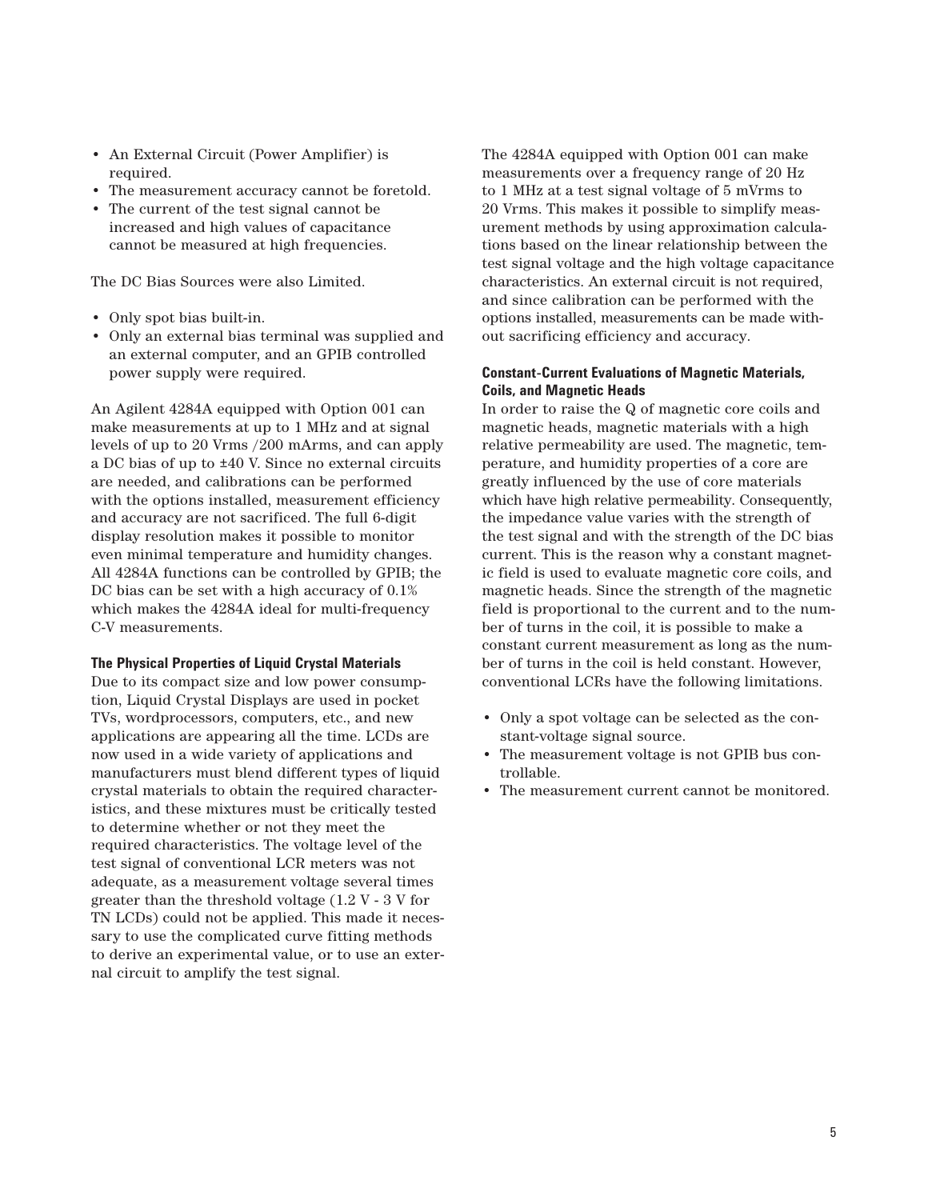- An External Circuit (Power Amplifier) is required.
- The measurement accuracy cannot be foretold.
- The current of the test signal cannot be increased and high values of capacitance cannot be measured at high frequencies.

The DC Bias Sources were also Limited.

- Only spot bias built-in.
- Only an external bias terminal was supplied and an external computer, and an GPIB controlled power supply were required.

An Agilent 4284A equipped with Option 001 can make measurements at up to 1 MHz and at signal levels of up to 20 Vrms /200 mArms, and can apply a DC bias of up to ±40 V. Since no external circuits are needed, and calibrations can be performed with the options installed, measurement efficiency and accuracy are not sacrificed. The full 6-digit display resolution makes it possible to monitor even minimal temperature and humidity changes. All 4284A functions can be controlled by GPIB; the DC bias can be set with a high accuracy of 0.1% which makes the 4284A ideal for multi-frequency C-V measurements.

**The Physical Properties of Liquid Crystal Materials**

Due to its compact size and low power consumption, Liquid Crystal Displays are used in pocket TVs, wordprocessors, computers, etc., and new applications are appearing all the time. LCDs are now used in a wide variety of applications and manufacturers must blend different types of liquid crystal materials to obtain the required characteristics, and these mixtures must be critically tested to determine whether or not they meet the required characteristics. The voltage level of the test signal of conventional LCR meters was not adequate, as a measurement voltage several times greater than the threshold voltage (1.2 V - 3 V for TN LCDs) could not be applied. This made it necessary to use the complicated curve fitting methods to derive an experimental value, or to use an external circuit to amplify the test signal.

The 4284A equipped with Option 001 can make measurements over a frequency range of 20 Hz to 1 MHz at a test signal voltage of 5 mVrms to 20 Vrms. This makes it possible to simplify measurement methods by using approximation calculations based on the linear relationship between the test signal voltage and the high voltage capacitance characteristics. An external circuit is not required, and since calibration can be performed with the options installed, measurements can be made without sacrificing efficiency and accuracy.

**Constant-Current Evaluations of Magnetic Materials, Coils, and Magnetic Heads**

In order to raise the Q of magnetic core coils and magnetic heads, magnetic materials with a high relative permeability are used. The magnetic, temperature, and humidity properties of a core are greatly influenced by the use of core materials which have high relative permeability. Consequently, the impedance value varies with the strength of the test signal and with the strength of the DC bias current. This is the reason why a constant magnetic field is used to evaluate magnetic core coils, and magnetic heads. Since the strength of the magnetic field is proportional to the current and to the number of turns in the coil, it is possible to make a constant current measurement as long as the number of turns in the coil is held constant. However, conventional LCRs have the following limitations.

- Only a spot voltage can be selected as the constant-voltage signal source.
- The measurement voltage is not GPIB bus controllable.
- The measurement current cannot be monitored.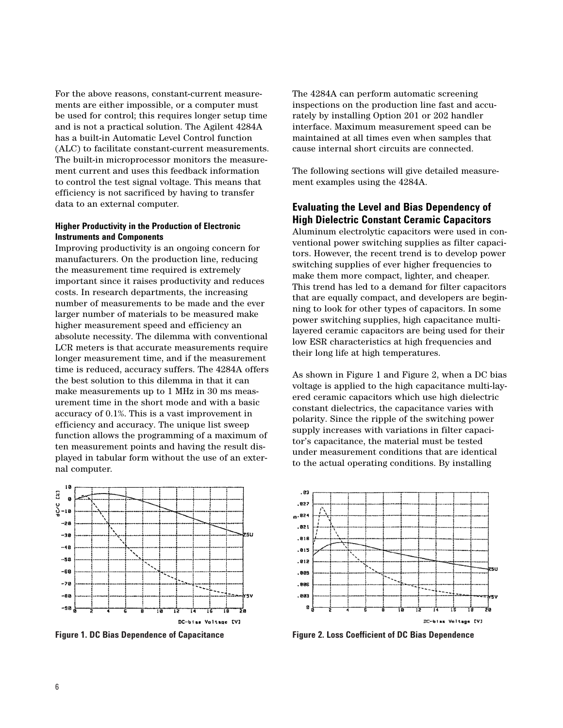For the above reasons, constant-current measurements are either impossible, or a computer must be used for control; this requires longer setup time and is not a practical solution. The Agilent 4284A has a built-in Automatic Level Control function (ALC) to facilitate constant-current measurements. The built-in microprocessor monitors the measurement current and uses this feedback information to control the test signal voltage. This means that efficiency is not sacrificed by having to transfer data to an external computer.

#### Higher Productivity in the Production of Electronic Instruments and Components

Improving productivity is an ongoing concern for manufacturers. On the production line, reducing the measurement time required is extremely important since it raises productivity and reduces costs. In research departments, the increasing number of measurements to be made and the ever larger number of materials to be measured make higher measurement speed and efficiency an absolute necessity. The dilemma with conventional LCR meters is that accurate measurements require longer measurement time, and if the measurement time is reduced, accuracy suffers. The 4284A offers the best solution to this dilemma in that it can make measurements up to 1 MHz in 30 ms measurement time in the short mode and with a basic accuracy of 0.1%. This is a vast improvement in efficiency and accuracy. The unique list sweep function allows the programming of a maximum of ten measurement points and having the result displayed in tabular form without the use of an external computer.

The 4284A can perform automatic screening inspections on the production line fast and accurately by installing Option 201 or 202 handler interface. Maximum measurement speed can be maintained at all times even when samples that cause internal short circuits are connected.

The following sections will give detailed measurement examples using the 4284A.

### Evaluating the Level and Bias Dependency of High Dielectric Constant Ceramic Capacitors

Aluminum electrolytic capacitors were used in conventional power switching supplies as filter capacitors. However, the recent trend is to develop power switching supplies of ever higher frequencies to make them more compact, lighter, and cheaper. This trend has led to a demand for filter capacitors that are equally compact, and developers are beginning to look for other types of capacitors. In some power switching supplies, high capacitance multi-layered ceramic capacitors are being used for their low ESR characteristics at high frequencies and their long life at high temperatures.

As shown in Figure 1 and Figure 2, when a DC bias voltage is applied to the high capacitance multi-layered ceramic capacitors which use high dielectric constant dielectrics, the capacitance varies with polarity. Since the ripple of the switching power supply increases with variations in filter capacitor's capacitance, the material must be tested under measurement conditions that are identical to the actual operating conditions. By installing

**Figure 1. DC Bias Dependence of Capacitance**

**Figure 2. Loss Coefficient of DC Bias Dependence**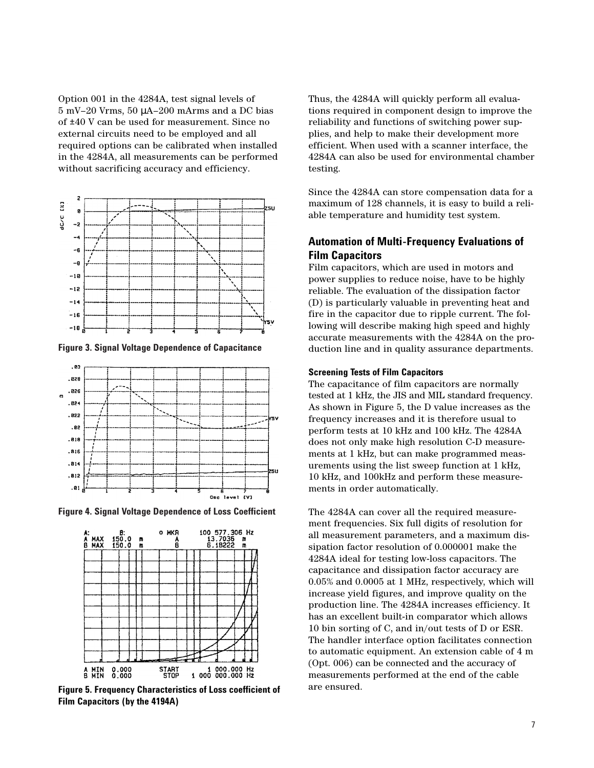Option 001 in the 4284A, test signal levels of 5 mV–20 Vrms, 50 μA–200 mArms and a DC bias of ±40 V can be used for measurement. Since no external circuits need to be employed and all required options can be calibrated when installed in the 4284A, all measurements can be performed without sacrificing accuracy and efficiency.

**Figure 3. Signal Voltage Dependence of Capacitance**

**Figure 4. Signal Voltage Dependence of Loss Coefficient**

**Figure 5. Frequency Characteristics of Loss coefficient of Film Capacitors (by the 4194A)**

Thus, the 4284A will quickly perform all evaluations required in component design to improve the reliability and functions of switching power supplies, and help to make their development more efficient. When used with a scanner interface, the 4284A can also be used for environmental chamber testing.

Since the 4284A can store compensation data for a maximum of 128 channels, it is easy to build a reliable temperature and humidity test system.

## Automation of Multi-Frequency Evaluations of Film Capacitors

Film capacitors, which are used in motors and power supplies to reduce noise, have to be highly reliable. The evaluation of the dissipation factor (D) is particularly valuable in preventing heat and fire in the capacitor due to ripple current. The following will describe making high speed and highly accurate measurements with the 4284A on the production line and in quality assurance departments.

### Screening Tests of Film Capacitors

The capacitance of film capacitors are normally tested at 1 kHz, the JIS and MIL standard frequency. As shown in Figure 5, the D value increases as the frequency increases and it is therefore usual to perform tests at 10 kHz and 100 kHz. The 4284A does not only make high resolution C-D measurements at 1 kHz, but can make programmed measurements using the list sweep function at 1 kHz, 10 kHz, and 100kHz and perform these measurements in order automatically.

The 4284A can cover all the required measurement frequencies. Six full digits of resolution for all measurement parameters, and a maximum dissipation factor resolution of 0.000001 make the 4284A ideal for testing low-loss capacitors. The capacitance and dissipation factor accuracy are 0.05% and 0.0005 at 1 MHz, respectively, which will increase yield figures, and improve quality on the production line. The 4284A increases efficiency. It has an excellent built-in comparator which allows 10 bin sorting of C, and in/out tests of D or ESR. The handler interface option facilitates connection to automatic equipment. An extension cable of 4 m (Opt. 006) can be connected and the accuracy of measurements performed at the end of the cable are ensured.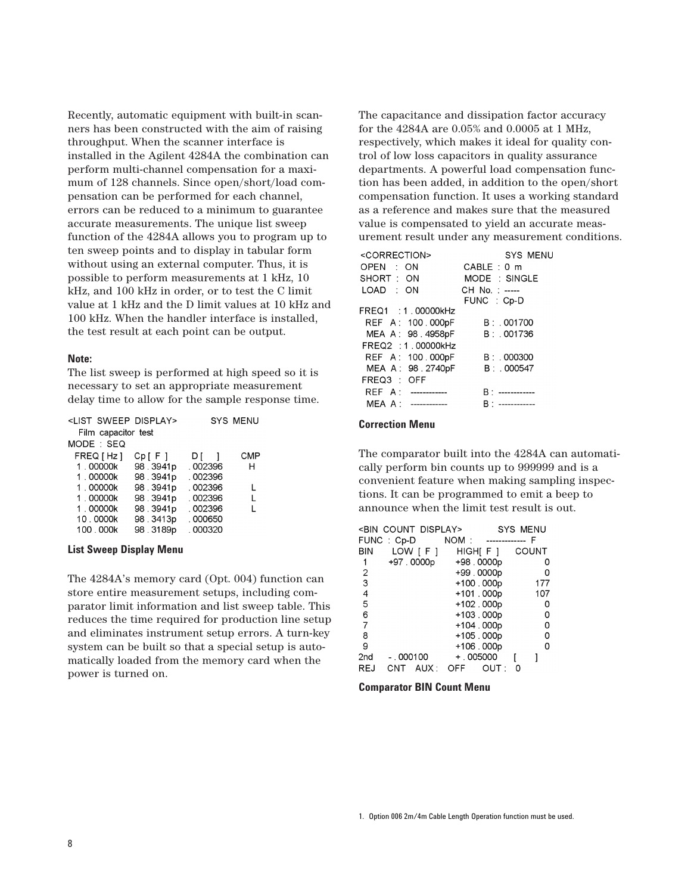Recently, automatic equipment with built-in scanners has been constructed with the aim of raising throughput. When the scanner interface is installed in the Agilent 4284A the combination can perform multi-channel compensation for a maximum of 128 channels. Since open/short/load compensation can be performed for each channel, errors can be reduced to a minimum to guarantee accurate measurements. The unique list sweep function of the 4284A allows you to program up to ten sweep points and to display in tabular form without using an external computer. Thus, it is possible to perform measurements at 1 kHz, 10 kHz, and 100 kHz in order, or to test the C limit value at 1 kHz and the D limit values at 10 kHz and 100 kHz. When the handler interface is installed, the test result at each point can be output.

**Note:**
The list sweep is performed at high speed so it is necessary to set an appropriate measurement delay time to allow for the sample response time.

```
<LIST SWEEP DISPLAY>            SYS MENU
  Film capacitor test
MODE : SEQ
 FREQ [Hz ]   Cp [ F ]    D [    ]     CMP
  1 . 00000k   98 . 3941p  . 002396     H
  1 . 00000k   98 . 3941p  . 002396
  1 . 00000k   98 . 3941p  . 002396     L
  1 . 00000k   98 . 3941p  . 002396     L
  1 . 00000k   98 . 3941p  . 002396     L
  10 . 0000k   98 . 3413p  . 000650
  100 . 000k   98 . 3189p  . 000320
```

**List Sweep Display Menu**

The 4284A's memory card (Opt. 004) function can store entire measurement setups, including comparator limit information and list sweep table. This reduces the time required for production line setup and eliminates instrument setup errors. A turn-key system can be built so that a special setup is automatically loaded from the memory card when the power is turned on.

The capacitance and dissipation factor accuracy for the 4284A are 0.05% and 0.0005 at 1 MHz, respectively, which makes it ideal for quality control of low loss capacitors in quality assurance departments. A powerful load compensation function has been added, in addition to the open/short compensation function. It uses a working standard as a reference and makes sure that the measured value is compensated to yield an accurate measurement result under any measurement conditions.

```
<CORRECTION>                    SYS MENU
OPEN   :  ON              CABLE : 0  m
SHORT  :  ON              MODE  : SINGLE
LOAD   :  ON              CH No. : -----
                          FUNC  : Cp-D
FREQ1  : 1 . 00000kHz
  REF  A :  100 . 000pF         B : . 001700
  MEA  A :  98 . 4958pF         B : . 001736
FREQ2  : 1 . 00000kHz
  REF  A :  100 . 000pF         B : . 000300
  MEA  A :  98 . 2740pF         B : . 000547
FREQ3  :  OFF
  REF  A :  ------------        B : ------------
  MEA  A :  ------------        B : ------------
```

**Correction Menu**

The comparator built into the 4284A can automatically perform bin counts up to 999999 and is a convenient feature when making sampling inspections. It can be programmed to emit a beep to announce when the limit test result is out.

```
<BIN COUNT DISPLAY>            SYS MENU
FUNC : Cp-D          NOM :   ------------- F
BIN      LOW [ F ]      HIGH[ F ]     COUNT
 1      +97 . 0000p     +98 . 0000p        0
 2                      +99 . 0000p        0
 3                      +100 . 000p      177
 4                      +101 . 000p      107
 5                      +102 . 000p        0
 6                      +103 . 000p        0
 7                      +104 . 000p        0
 8                      +105 . 000p        0
 9                      +106 . 000p        0
2nd     - . 000100      + . 005000     [      ]
REJ    CNT   AUX :   OFF      OUT :  0
```

**Comparator BIN Count Menu**

1. Option 006 2m/4m Cable Length Operation function must be used.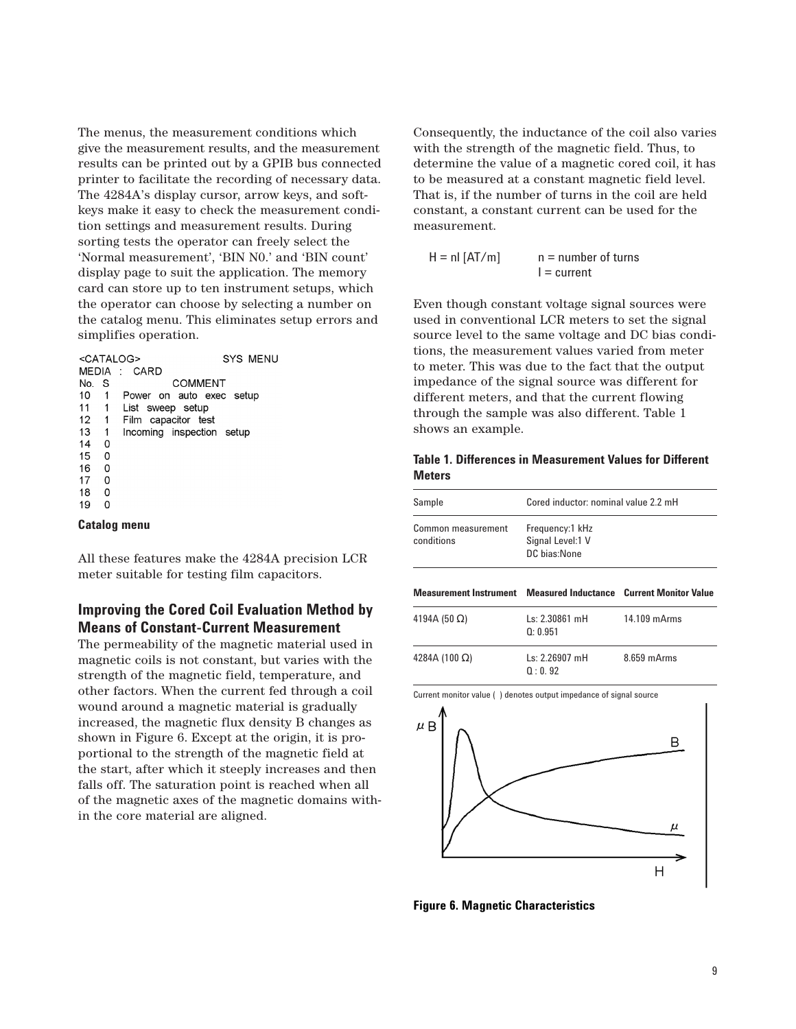The menus, the measurement conditions which give the measurement results, and the measurement results can be printed out by a GPIB bus connected printer to facilitate the recording of necessary data. The 4284A's display cursor, arrow keys, and softkeys make it easy to check the measurement condition settings and measurement results. During sorting tests the operator can freely select the 'Normal measurement', 'BIN N0.' and 'BIN count' display page to suit the application. The memory card can store up to ten instrument setups, which the operator can choose by selecting a number on the catalog menu. This eliminates setup errors and simplifies operation.

```
<CATALOG>                    SYS MENU
MEDIA  :  CARD
No.  S              COMMENT
10   1    Power  on  auto  exec  setup
11   1    List  sweep  setup
12   1    Film  capacitor  test
13   1    Incoming  inspection  setup
14   0
15   0
16   0
17   0
18   0
19   0
```

**Catalog menu**

All these features make the 4284A precision LCR meter suitable for testing film capacitors.

## Improving the Cored Coil Evaluation Method by Means of Constant-Current Measurement

The permeability of the magnetic material used in magnetic coils is not constant, but varies with the strength of the magnetic field, temperature, and other factors. When the current fed through a coil wound around a magnetic material is gradually increased, the magnetic flux density B changes as shown in Figure 6. Except at the origin, it is proportional to the strength of the magnetic field at the start, after which it steeply increases and then falls off. The saturation point is reached when all of the magnetic axes of the magnetic domains within the core material are aligned.

Consequently, the inductance of the coil also varies with the strength of the magnetic field. Thus, to determine the value of a magnetic cored coil, it has to be measured at a constant magnetic field level. That is, if the number of turns in the coil are held constant, a constant current can be used for the measurement.

$H = nI$ [AT/m] n = number of turns
I = current

Even though constant voltage signal sources were used in conventional LCR meters to set the signal source level to the same voltage and DC bias conditions, the measurement values varied from meter to meter. This was due to the fact that the output impedance of the signal source was different for different meters, and that the current flowing through the sample was also different. Table 1 shows an example.

**Table 1. Differences in Measurement Values for Different Meters**

| Sample | Cored inductor: nominal value 2.2 mH | |
|---|---|---|
| Common measurement conditions | Frequency:1 kHz<br>Signal Level:1 V<br>DC bias:None | |
| **Measurement Instrument** | **Measured Inductance** | **Current Monitor Value** |
| 4194A (50 Ω) | Ls: 2.30861 mH<br>Q: 0.951 | 14.109 mArms |
| 4284A (100 Ω) | Ls: 2.26907 mH<br>Q : 0. 92 | 8.659 mArms |

Current monitor value ( ) denotes output impedance of signal source

**Figure 6. Magnetic Characteristics**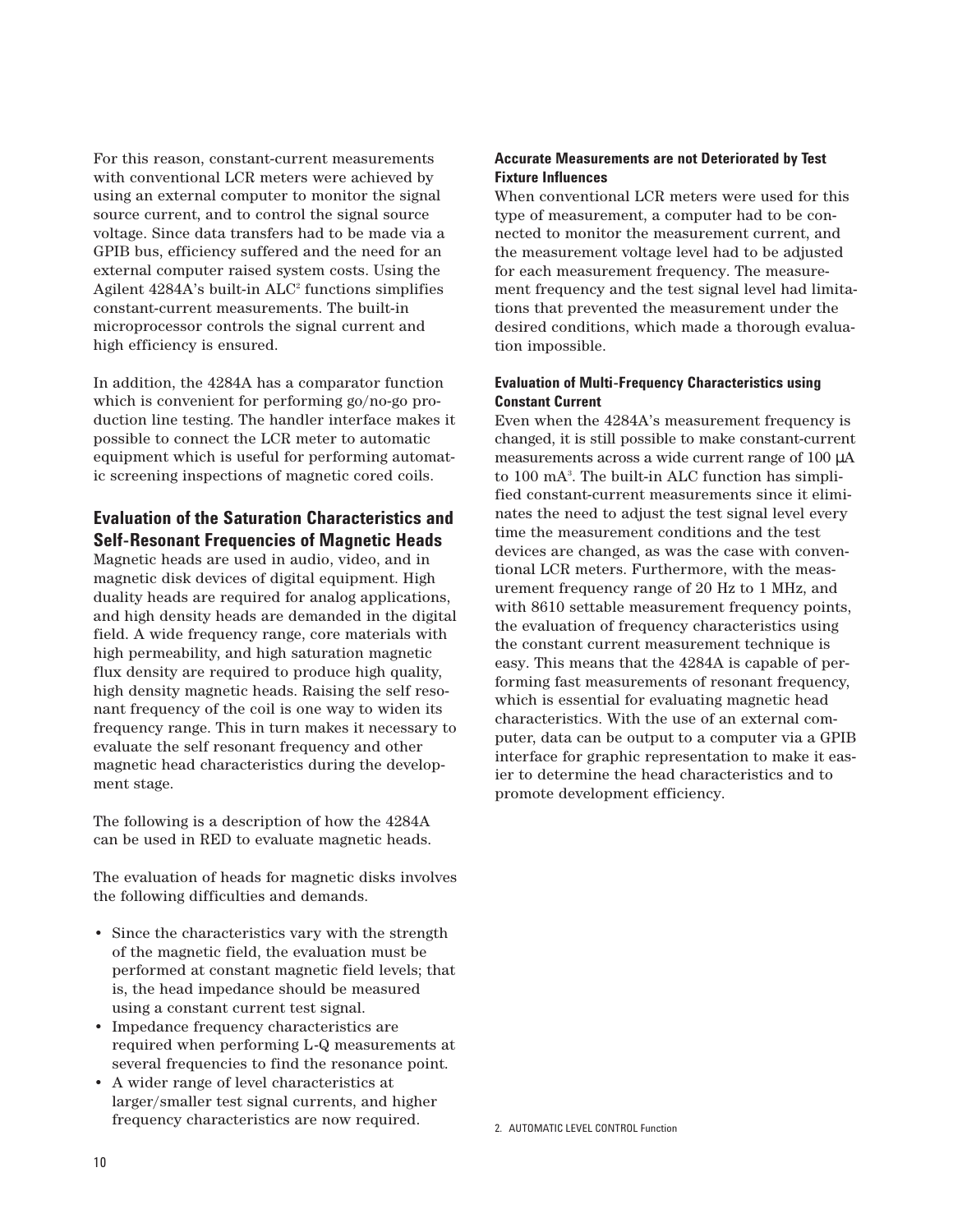For this reason, constant-current measurements with conventional LCR meters were achieved by using an external computer to monitor the signal source current, and to control the signal source voltage. Since data transfers had to be made via a GPIB bus, efficiency suffered and the need for an external computer raised system costs. Using the Agilent 4284A's built-in ALC[2] functions simplifies constant-current measurements. The built-in microprocessor controls the signal current and high efficiency is ensured.

In addition, the 4284A has a comparator function which is convenient for performing go/no-go production line testing. The handler interface makes it possible to connect the LCR meter to automatic equipment which is useful for performing automatic screening inspections of magnetic cored coils.

## Evaluation of the Saturation Characteristics and Self-Resonant Frequencies of Magnetic Heads

Magnetic heads are used in audio, video, and in magnetic disk devices of digital equipment. High duality heads are required for analog applications, and high density heads are demanded in the digital field. A wide frequency range, core materials with high permeability, and high saturation magnetic flux density are required to produce high quality, high density magnetic heads. Raising the self resonant frequency of the coil is one way to widen its frequency range. This in turn makes it necessary to evaluate the self resonant frequency and other magnetic head characteristics during the development stage.

The following is a description of how the 4284A can be used in RED to evaluate magnetic heads.

The evaluation of heads for magnetic disks involves the following difficulties and demands.

- Since the characteristics vary with the strength of the magnetic field, the evaluation must be performed at constant magnetic field levels; that is, the head impedance should be measured using a constant current test signal.
- Impedance frequency characteristics are required when performing L-Q measurements at several frequencies to find the resonance point.
- A wider range of level characteristics at larger/smaller test signal currents, and higher frequency characteristics are now required.

#### Accurate Measurements are not Deteriorated by Test Fixture Influences

When conventional LCR meters were used for this type of measurement, a computer had to be connected to monitor the measurement current, and the measurement voltage level had to be adjusted for each measurement frequency. The measurement frequency and the test signal level had limitations that prevented the measurement under the desired conditions, which made a thorough evaluation impossible.

#### Evaluation of Multi-Frequency Characteristics using Constant Current

Even when the 4284A's measurement frequency is changed, it is still possible to make constant-current measurements across a wide current range of 100 μA to 100 mA[3]. The built-in ALC function has simplified constant-current measurements since it eliminates the need to adjust the test signal level every time the measurement conditions and the test devices are changed, as was the case with conventional LCR meters. Furthermore, with the measurement frequency range of 20 Hz to 1 MHz, and with 8610 settable measurement frequency points, the evaluation of frequency characteristics using the constant current measurement technique is easy. This means that the 4284A is capable of performing fast measurements of resonant frequency, which is essential for evaluating magnetic head characteristics. With the use of an external computer, data can be output to a computer via a GPIB interface for graphic representation to make it easier to determine the head characteristics and to promote development efficiency.

2. AUTOMATIC LEVEL CONTROL Function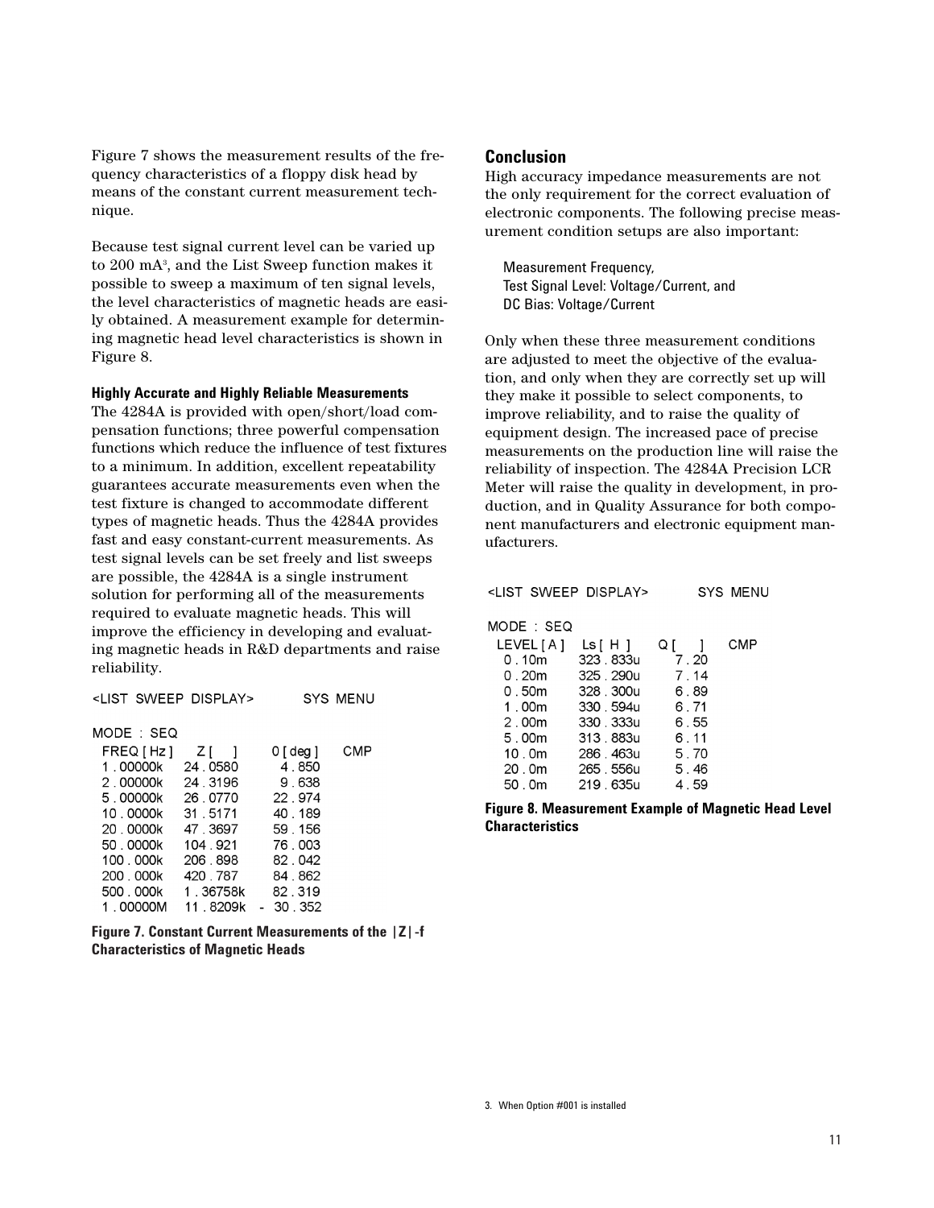Figure 7 shows the measurement results of the frequency characteristics of a floppy disk head by means of the constant current measurement technique.

Because test signal current level can be varied up to 200 mA[3], and the List Sweep function makes it possible to sweep a maximum of ten signal levels, the level characteristics of magnetic heads are easily obtained. A measurement example for determining magnetic head level characteristics is shown in Figure 8.

### Highly Accurate and Highly Reliable Measurements

The 4284A is provided with open/short/load compensation functions; three powerful compensation functions which reduce the influence of test fixtures to a minimum. In addition, excellent repeatability guarantees accurate measurements even when the test fixture is changed to accommodate different types of magnetic heads. Thus the 4284A provides fast and easy constant-current measurements. As test signal levels can be set freely and list sweeps are possible, the 4284A is a single instrument solution for performing all of the measurements required to evaluate magnetic heads. This will improve the efficiency in developing and evaluating magnetic heads in R&D departments and raise reliability.

```
<LIST SWEEP DISPLAY>          SYS MENU

MODE : SEQ
  FREQ [ Hz ]    Z [   ]       0 [ deg ]    CMP
  1 . 00000k     24 . 0580       4 . 850
  2 . 00000k     24 . 3196       9 . 638
  5 . 00000k     26 . 0770      22 . 974
  10 . 0000k     31 . 5171      40 . 189
  20 . 0000k     47 . 3697      59 . 156
  50 . 0000k     104 . 921      76 . 003
  100 . 000k     206 . 898      82 . 042
  200 . 000k     420 . 787      84 . 862
  500 . 000k     1 . 36758k     82 . 319
  1 . 00000M     11 . 8209k   - 30 . 352
```

**Figure 7. Constant Current Measurements of the |Z|-f Characteristics of Magnetic Heads**

## Conclusion

High accuracy impedance measurements are not the only requirement for the correct evaluation of electronic components. The following precise measurement condition setups are also important:

Measurement Frequency,
Test Signal Level: Voltage/Current, and
DC Bias: Voltage/Current

Only when these three measurement conditions are adjusted to meet the objective of the evaluation, and only when they are correctly set up will they make it possible to select components, to improve reliability, and to raise the quality of equipment design. The increased pace of precise measurements on the production line will raise the reliability of inspection. The 4284A Precision LCR Meter will raise the quality in development, in production, and in Quality Assurance for both component manufacturers and electronic equipment manufacturers.

```
<LIST SWEEP DISPLAY>          SYS MENU

MODE : SEQ
  LEVEL [ A ]   Ls [ H ]      Q [    ]    CMP
  0 . 10m       323 . 833u     7 . 20
  0 . 20m       325 . 290u     7 . 14
  0 . 50m       328 . 300u     6 . 89
  1 . 00m       330 . 594u     6 . 71
  2 . 00m       330 . 333u     6 . 55
  5 . 00m       313 . 883u     6 . 11
  10 . 0m       286 . 463u     5 . 70
  20 . 0m       265 . 556u     5 . 46
  50 . 0m       219 . 635u     4 . 59
```

**Figure 8. Measurement Example of Magnetic Head Level Characteristics**

3. When Option #001 is installed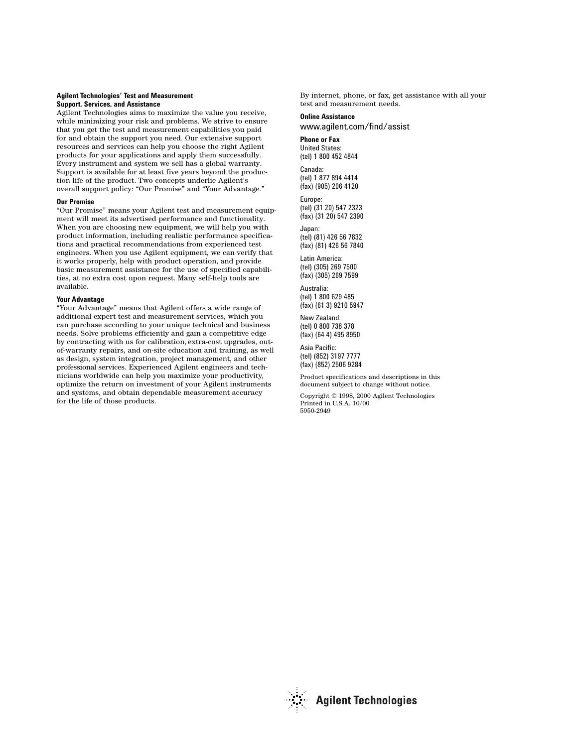**Agilent Technologies' Test and Measurement Support, Services, and Assistance**

Agilent Technologies aims to maximize the value you receive, while minimizing your risk and problems. We strive to ensure that you get the test and measurement capabilities you paid for and obtain the support you need. Our extensive support resources and services can help you choose the right Agilent products for your applications and apply them successfully. Every instrument and system we sell has a global warranty. Support is available for at least five years beyond the production life of the product. Two concepts underlie Agilent's overall support policy: "Our Promise" and "Your Advantage."

**Our Promise**

"Our Promise" means your Agilent test and measurement equipment will meet its advertised performance and functionality. When you are choosing new equipment, we will help you with product information, including realistic performance specifications and practical recommendations from experienced test engineers. When you use Agilent equipment, we can verify that it works properly, help with product operation, and provide basic measurement assistance for the use of specified capabilities, at no extra cost upon request. Many self-help tools are available.

**Your Advantage**

"Your Advantage" means that Agilent offers a wide range of additional expert test and measurement services, which you can purchase according to your unique technical and business needs. Solve problems efficiently and gain a competitive edge by contracting with us for calibration, extra-cost upgrades, out-of-warranty repairs, and on-site education and training, as well as design, system integration, project management, and other professional services. Experienced Agilent engineers and technicians worldwide can help you maximize your productivity, optimize the return on investment of your Agilent instruments and systems, and obtain dependable measurement accuracy for the life of those products.

By internet, phone, or fax, get assistance with all your test and measurement needs.

**Online Assistance**

www.agilent.com/find/assist

**Phone or Fax**

United States:
(tel) 1 800 452 4844

Canada:
(tel) 1 877 894 4414
(fax) (905) 206 4120

Europe:
(tel) (31 20) 547 2323
(fax) (31 20) 547 2390

Japan:
(tel) (81) 426 56 7832
(fax) (81) 426 56 7840

Latin America:
(tel) (305) 269 7500
(fax) (305) 269 7599

Australia:
(tel) 1 800 629 485
(fax) (61 3) 9210 5947

New Zealand:
(tel) 0 800 738 378
(fax) (64 4) 495 8950

Asia Pacific:
(tel) (852) 3197 7777
(fax) (852) 2506 9284

Product specifications and descriptions in this document subject to change without notice.

Copyright © 1998, 2000 Agilent Technologies
Printed in U.S.A. 10/00
5950-2949

Agilent Technologies